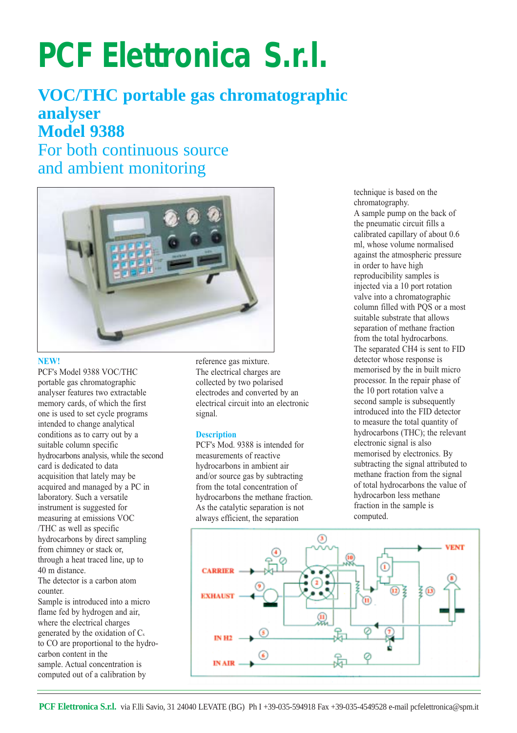# PCF Elettronica S.r.l.

## VOC/THC portable gas chromatographic analyser Model 9388

### For both continuous source and ambient monitoring

**NEW!**

PCF's Model 9388 VOC/THC portable gas chromatographic analyser features two extractable memory cards, of which the first one is used to set cycle programs intended to change analytical conditions as to carry out by a suitable column specific hydrocarbons analysis, while the second card is dedicated to data acquisition that lately may be acquired and managed by a PC in laboratory. Such a versatile instrument is suggested for measuring at emissions VOC /THC as well as specific hydrocarbons by direct sampling from chimney or stack or, through a heat traced line, up to 40 m distance.

The detector is a carbon atom counter.

Sample is introduced into a micro flame fed by hydrogen and air, where the electrical charges generated by the oxidation of $C_x$ to CO are proportional to the hydrocarbon content in the sample. Actual concentration is computed out of a calibration by reference gas mixture.

The electrical charges are collected by two polarised electrodes and converted by an electrical circuit into an electronic signal.

**Description**

PCF's Mod. 9388 is intended for measurements of reactive hydrocarbons in ambient air and/or source gas by subtracting from the total concentration of hydrocarbons the methane fraction. As the catalytic separation is not always efficient, the separation technique is based on the chromatography.

A sample pump on the back of the pneumatic circuit fills a calibrated capillary of about 0.6 ml, whose volume normalised against the atmospheric pressure in order to have high reproducibility samples is injected via a 10 port rotation valve into a chromatographic column filled with PQS or a most suitable substrate that allows separation of methane fraction from the total hydrocarbons.

The separated $CH_4$ is sent to FID detector whose response is memorised by the in built micro processor. In the repair phase of the 10 port rotation valve a second sample is subsequently introduced into the FID detector to measure the total quantity of hydrocarbons (THC); the relevant electronic signal is also memorised by electronics. By subtracting the signal attributed to methane fraction from the signal of total hydrocarbons the value of hydrocarbon less methane fraction in the sample is computed.

**PCF Elettronica S.r.l.** via F.lli Savio, 31 24040 LEVATE (BG) Ph I +39-035-594918 Fax +39-035-4549528 e-mail pcfelettronica@spm.it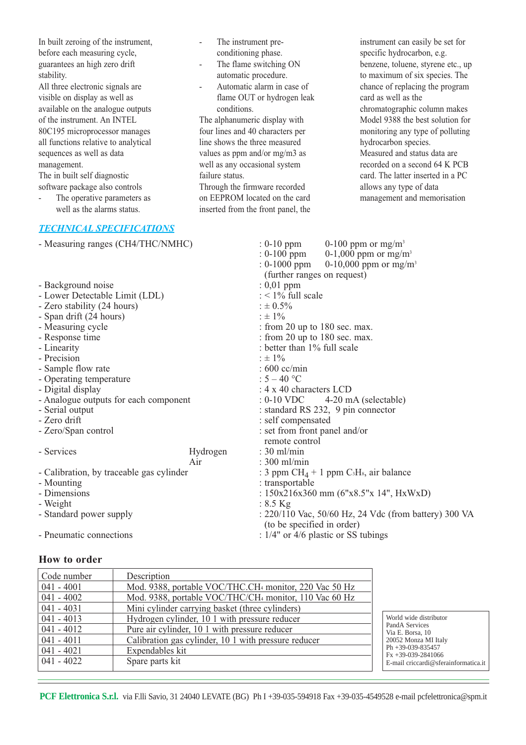In built zeroing of the instrument, before each measuring cycle, guarantees an high zero drift stability.
All three electronic signals are visible on display as well as available on the analogue outputs of the instrument. An INTEL 80C195 microprocessor manages all functions relative to analytical sequences as well as data management.
The in built self diagnostic software package also controls

- The operative parameters as well as the alarms status.
- The instrument pre-conditioning phase.
- The flame switching ON automatic procedure.
- Automatic alarm in case of flame OUT or hydrogen leak conditions.

The alphanumeric display with four lines and 40 characters per line shows the three measured values as ppm and/or mg/m3 as well as any occasional system failure status.
Through the firmware recorded on EEPROM located on the card inserted from the front panel, the instrument can easily be set for specific hydrocarbon, e.g. benzene, toluene, styrene etc., up to maximum of six species. The chance of replacing the program card as well as the chromatographic column makes Model 9388 the best solution for monitoring any type of polluting hydrocarbon species.
Measured and status data are recorded on a second 64 K PCB card. The latter inserted in a PC allows any type of data management and memorisation

## *TECHNICAL SPECIFICATIONS*

| | | |
|---|---|---|
| - Measuring ranges (CH4/THC/NMHC) | | : 0-10 ppm &nbsp;&nbsp; 0-100 ppm or mg/m$^3$<br>: 0-100 ppm &nbsp;&nbsp; 0-1,000 ppm or mg/m$^3$<br>: 0-1000 ppm &nbsp;&nbsp; 0-10,000 ppm or mg/m$^3$<br>(further ranges on request) |
| - Background noise | | : 0,01 ppm |
| - Lower Detectable Limit (LDL) | | : < 1% full scale |
| - Zero stability (24 hours) | | : ± 0.5% |
| - Span drift (24 hours) | | : ± 1% |
| - Measuring cycle | | : from 20 up to 180 sec. max. |
| - Response time | | : from 20 up to 180 sec. max. |
| - Linearity | | : better than 1% full scale |
| - Precision | | : ± 1% |
| - Sample flow rate | | : 600 cc/min |
| - Operating temperature | | : 5 – 40 °C |
| - Digital display | | : 4 x 40 characters LCD |
| - Analogue outputs for each component | | : 0-10 VDC &nbsp;&nbsp; 4-20 mA (selectable) |
| - Serial output | | : standard RS 232, 9 pin connector |
| - Zero drift | | : self compensated |
| - Zero/Span control | | : set from front panel and/or remote control |
| - Services | Hydrogen | : 30 ml/min |
| | Air | : 300 ml/min |
| - Calibration, by traceable gas cylinder | | : 3 ppm $CH_4$ + 1 ppm $C_3H_8$, air balance |
| - Mounting | | : transportable |
| - Dimensions | | : 150x216x360 mm (6"x8.5"x 14", HxWxD) |
| - Weight | | : 8.5 Kg |
| - Standard power supply | | : 220/110 Vac, 50/60 Hz, 24 Vdc (from battery) 300 VA (to be specified in order) |
| - Pneumatic connections | | : 1/4" or 4/6 plastic or SS tubings |

### How to order

| Code number | Description |
|---|---|
| 041 - 4001 | Mod. 9388, portable VOC/THC.$CH_4$ monitor, 220 Vac 50 Hz |
| 041 - 4002 | Mod. 9388, portable VOC/THC/$CH_4$ monitor, 110 Vac 60 Hz |
| 041 - 4031 | Mini cylinder carrying basket (three cylinders) |
| 041 - 4013 | Hydrogen cylinder, 10 l with pressure reducer |
| 041 - 4012 | Pure air cylinder, 10 l with pressure reducer |
| 041 - 4011 | Calibration gas cylinder, 10 l with pressure reducer |
| 041 - 4021 | Expendables kit |
| 041 - 4022 | Spare parts kit |

World wide distributor
PandA Services
Via E. Borsa, 10
20052 Monza MI Italy
Ph +39-039-835457
Fx +39-039-2841066
E-mail criccardi@sferainformatica.it

**PCF Elettronica S.r.l.** via F.lli Savio, 31 24040 LEVATE (BG) Ph I +39-035-594918 Fax +39-035-4549528 e-mail pcfelettronica@spm.it